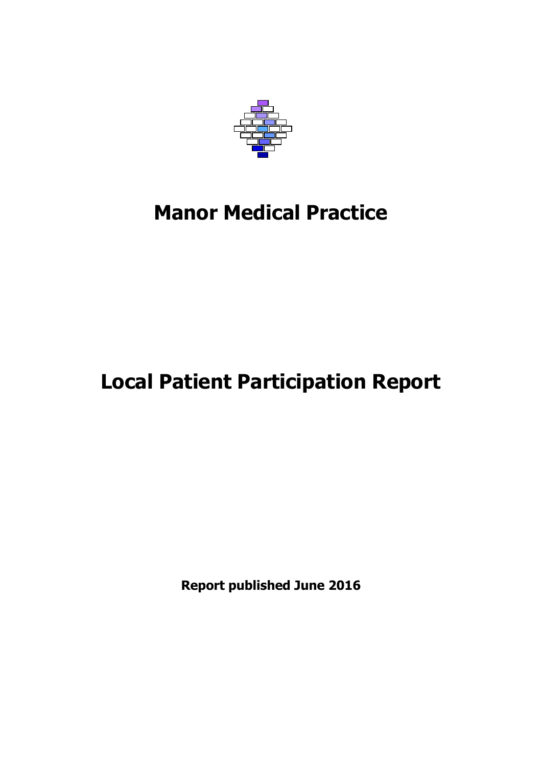# Manor Medical Practice

# Local Patient Participation Report

**Report published June 2016**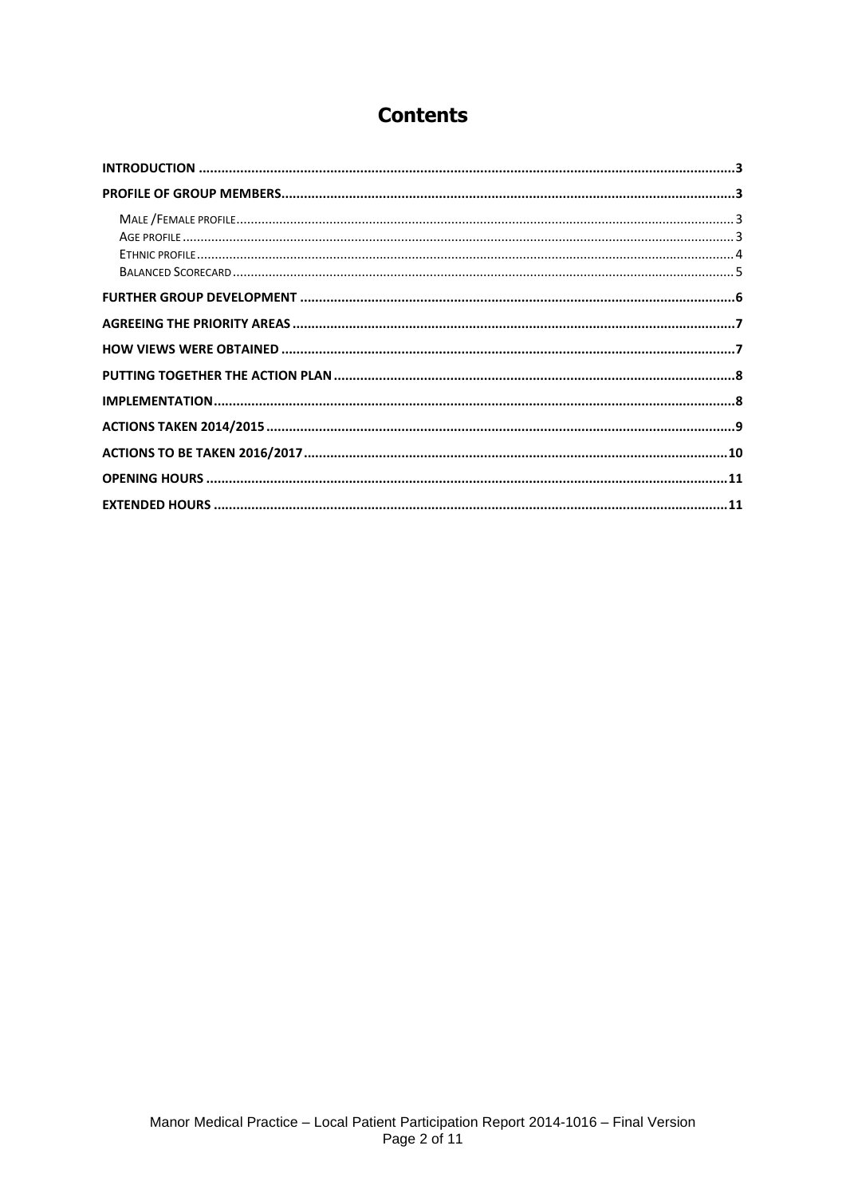# Contents

| | |
|---|---|
| **INTRODUCTION** | **3** |
| **PROFILE OF GROUP MEMBERS** | **3** |
| Male /Female profile | 3 |
| Age profile | 3 |
| Ethnic profile | 4 |
| Balanced Scorecard | 5 |
| **FURTHER GROUP DEVELOPMENT** | **6** |
| **AGREEING THE PRIORITY AREAS** | **7** |
| **HOW VIEWS WERE OBTAINED** | **7** |
| **PUTTING TOGETHER THE ACTION PLAN** | **8** |
| **IMPLEMENTATION** | **8** |
| **ACTIONS TAKEN 2014/2015** | **9** |
| **ACTIONS TO BE TAKEN 2016/2017** | **10** |
| **OPENING HOURS** | **11** |
| **EXTENDED HOURS** | **11** |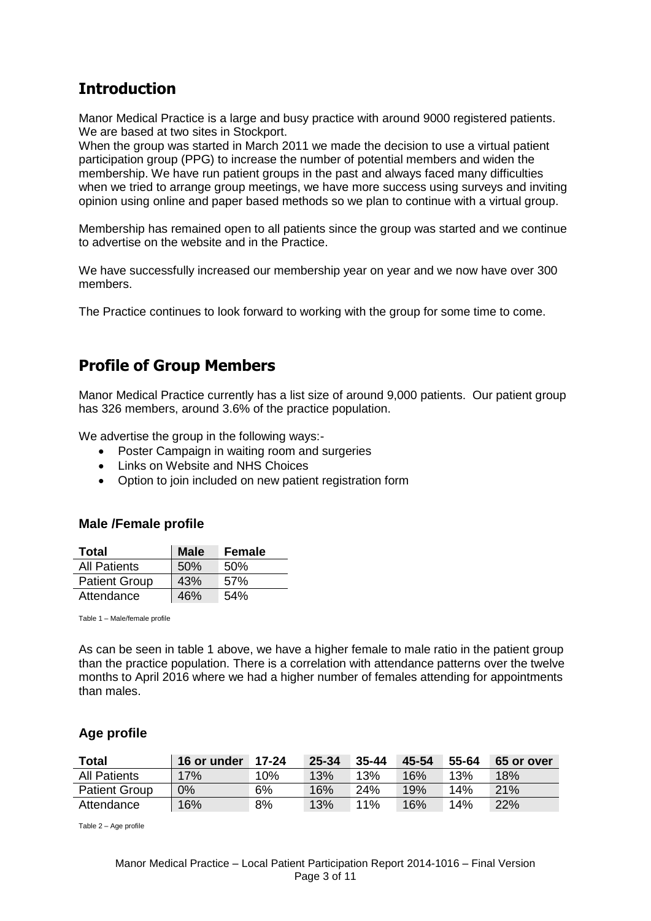## Introduction

Manor Medical Practice is a large and busy practice with around 9000 registered patients. We are based at two sites in Stockport.
When the group was started in March 2011 we made the decision to use a virtual patient participation group (PPG) to increase the number of potential members and widen the membership. We have run patient groups in the past and always faced many difficulties when we tried to arrange group meetings, we have more success using surveys and inviting opinion using online and paper based methods so we plan to continue with a virtual group.

Membership has remained open to all patients since the group was started and we continue to advertise on the website and in the Practice.

We have successfully increased our membership year on year and we now have over 300 members.

The Practice continues to look forward to working with the group for some time to come.

## Profile of Group Members

Manor Medical Practice currently has a list size of around 9,000 patients. Our patient group has 326 members, around 3.6% of the practice population.

We advertise the group in the following ways:-

- Poster Campaign in waiting room and surgeries
- Links on Website and NHS Choices
- Option to join included on new patient registration form

### Male /Female profile

| Total | Male | Female |
|---|---|---|
| All Patients | 50% | 50% |
| Patient Group | 43% | 57% |
| Attendance | 46% | 54% |

Table 1 – Male/female profile

As can be seen in table 1 above, we have a higher female to male ratio in the patient group than the practice population. There is a correlation with attendance patterns over the twelve months to April 2016 where we had a higher number of females attending for appointments than males.

### Age profile

| Total | 16 or under | 17-24 | 25-34 | 35-44 | 45-54 | 55-64 | 65 or over |
|---|---|---|---|---|---|---|---|
| All Patients | 17% | 10% | 13% | 13% | 16% | 13% | 18% |
| Patient Group | 0% | 6% | 16% | 24% | 19% | 14% | 21% |
| Attendance | 16% | 8% | 13% | 11% | 16% | 14% | 22% |

Table 2 – Age profile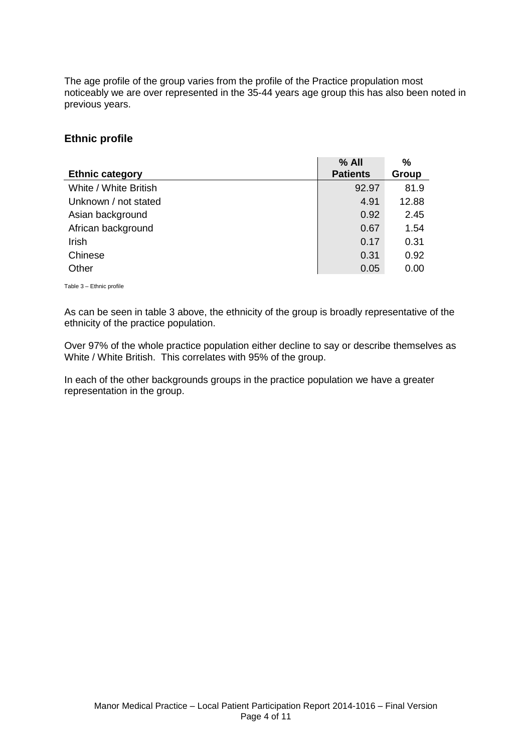The age profile of the group varies from the profile of the Practice propulation most noticeably we are over represented in the 35-44 years age group this has also been noted in previous years.

## Ethnic profile

| Ethnic category | % All Patients | % Group |
|---|---|---|
| White / White British | 92.97 | 81.9 |
| Unknown / not stated | 4.91 | 12.88 |
| Asian background | 0.92 | 2.45 |
| African background | 0.67 | 1.54 |
| Irish | 0.17 | 0.31 |
| Chinese | 0.31 | 0.92 |
| Other | 0.05 | 0.00 |

Table 3 – Ethnic profile

As can be seen in table 3 above, the ethnicity of the group is broadly representative of the ethnicity of the practice population.

Over 97% of the whole practice population either decline to say or describe themselves as White / White British. This correlates with 95% of the group.

In each of the other backgrounds groups in the practice population we have a greater representation in the group.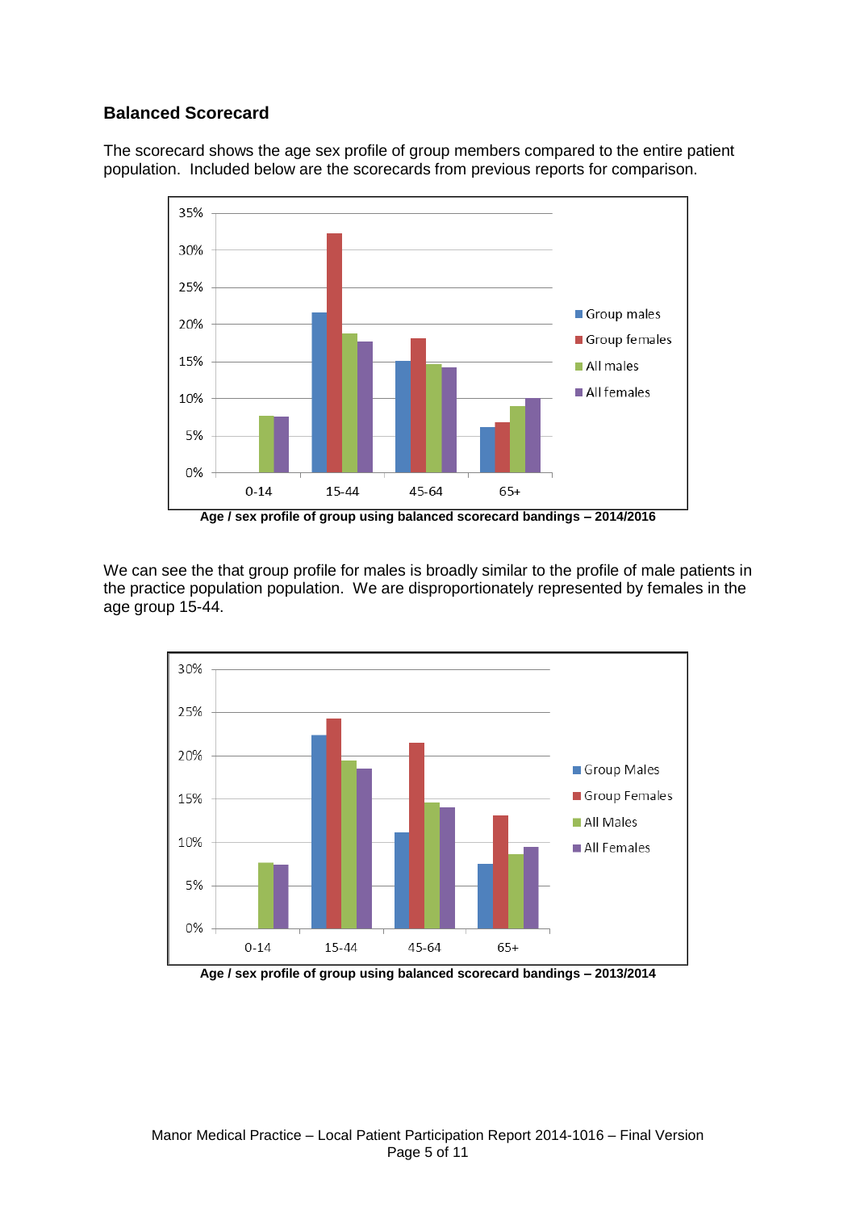## Balanced Scorecard

The scorecard shows the age sex profile of group members compared to the entire patient population.  Included below are the scorecards from previous reports for comparison.

Age / sex profile of group using balanced scorecard bandings – 2014/2016

We can see the that group profile for males is broadly similar to the profile of male patients in the practice population population.  We are disproportionately represented by females in the age group 15-44.

Age / sex profile of group using balanced scorecard bandings – 2013/2014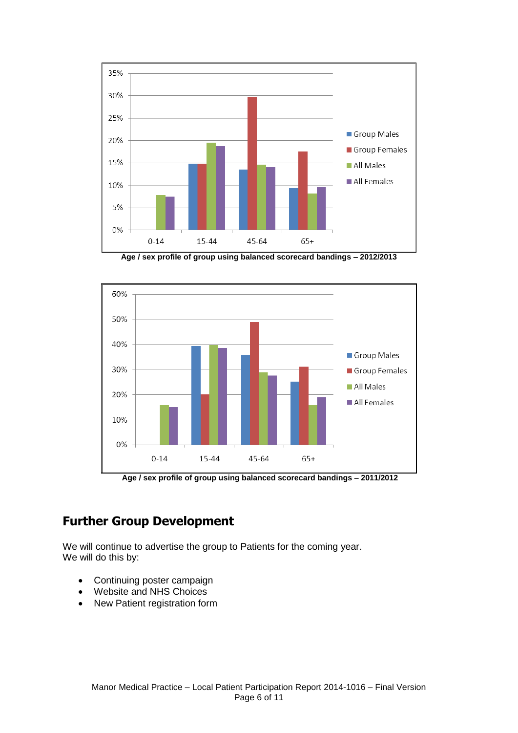Age / sex profile of group using balanced scorecard bandings – 2012/2013

Age / sex profile of group using balanced scorecard bandings – 2011/2012

## Further Group Development

We will continue to advertise the group to Patients for the coming year.
We will do this by:

- Continuing poster campaign
- Website and NHS Choices
- New Patient registration form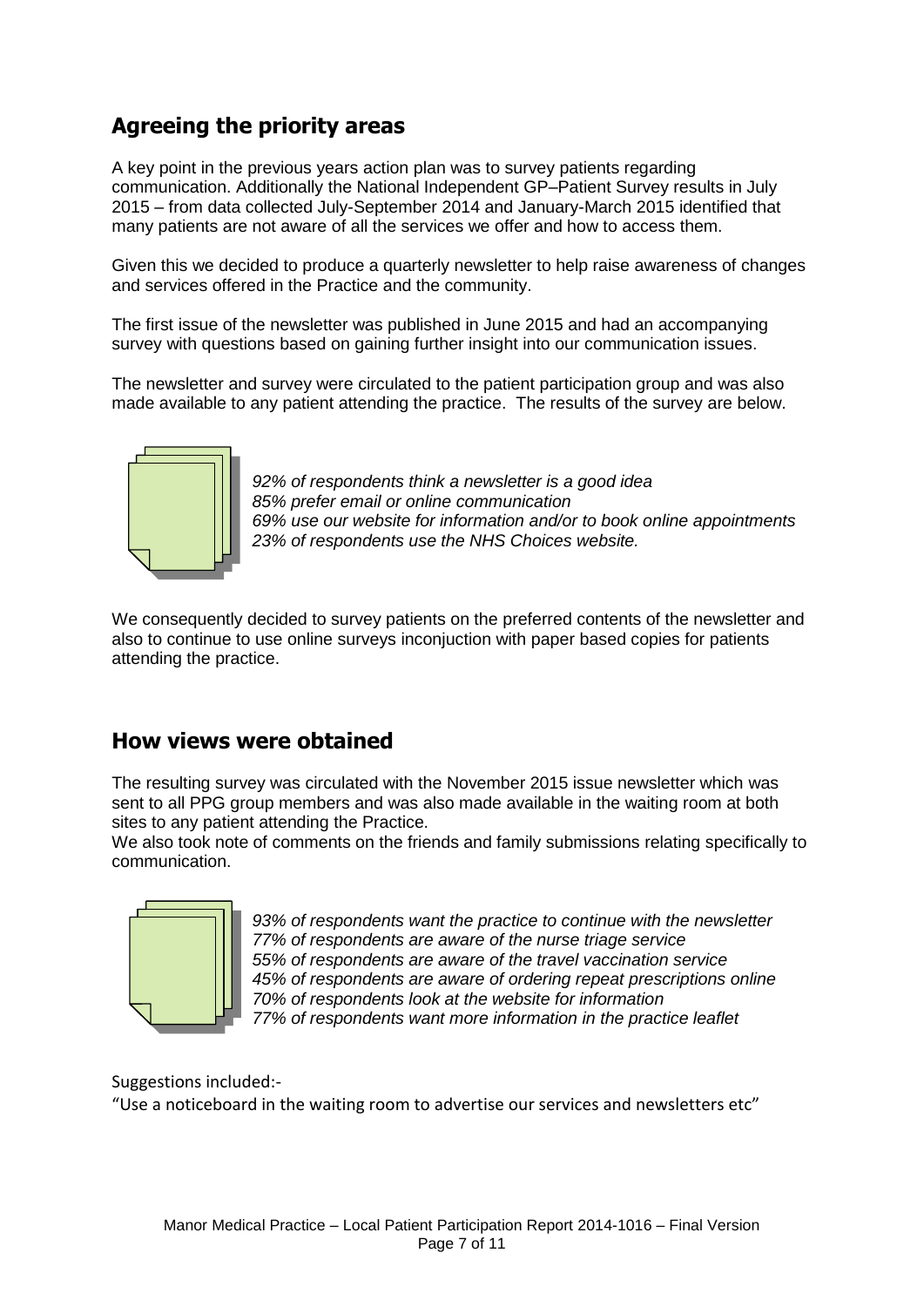## Agreeing the priority areas

A key point in the previous years action plan was to survey patients regarding communication. Additionally the National Independent GP–Patient Survey results in July 2015 – from data collected July-September 2014 and January-March 2015 identified that many patients are not aware of all the services we offer and how to access them.

Given this we decided to produce a quarterly newsletter to help raise awareness of changes and services offered in the Practice and the community.

The first issue of the newsletter was published in June 2015 and had an accompanying survey with questions based on gaining further insight into our communication issues.

The newsletter and survey were circulated to the patient participation group and was also made available to any patient attending the practice. The results of the survey are below.

*92% of respondents think a newsletter is a good idea*
*85% prefer email or online communication*
*69% use our website for information and/or to book online appointments*
*23% of respondents use the NHS Choices website.*

We consequently decided to survey patients on the preferred contents of the newsletter and also to continue to use online surveys inconjuction with paper based copies for patients attending the practice.

## How views were obtained

The resulting survey was circulated with the November 2015 issue newsletter which was sent to all PPG group members and was also made available in the waiting room at both sites to any patient attending the Practice.
We also took note of comments on the friends and family submissions relating specifically to communication.

*93% of respondents want the practice to continue with the newsletter*
*77% of respondents are aware of the nurse triage service*
*55% of respondents are aware of the travel vaccination service*
*45% of respondents are aware of ordering repeat prescriptions online*
*70% of respondents look at the website for information*
*77% of respondents want more information in the practice leaflet*

Suggestions included:-
"Use a noticeboard in the waiting room to advertise our services and newsletters etc"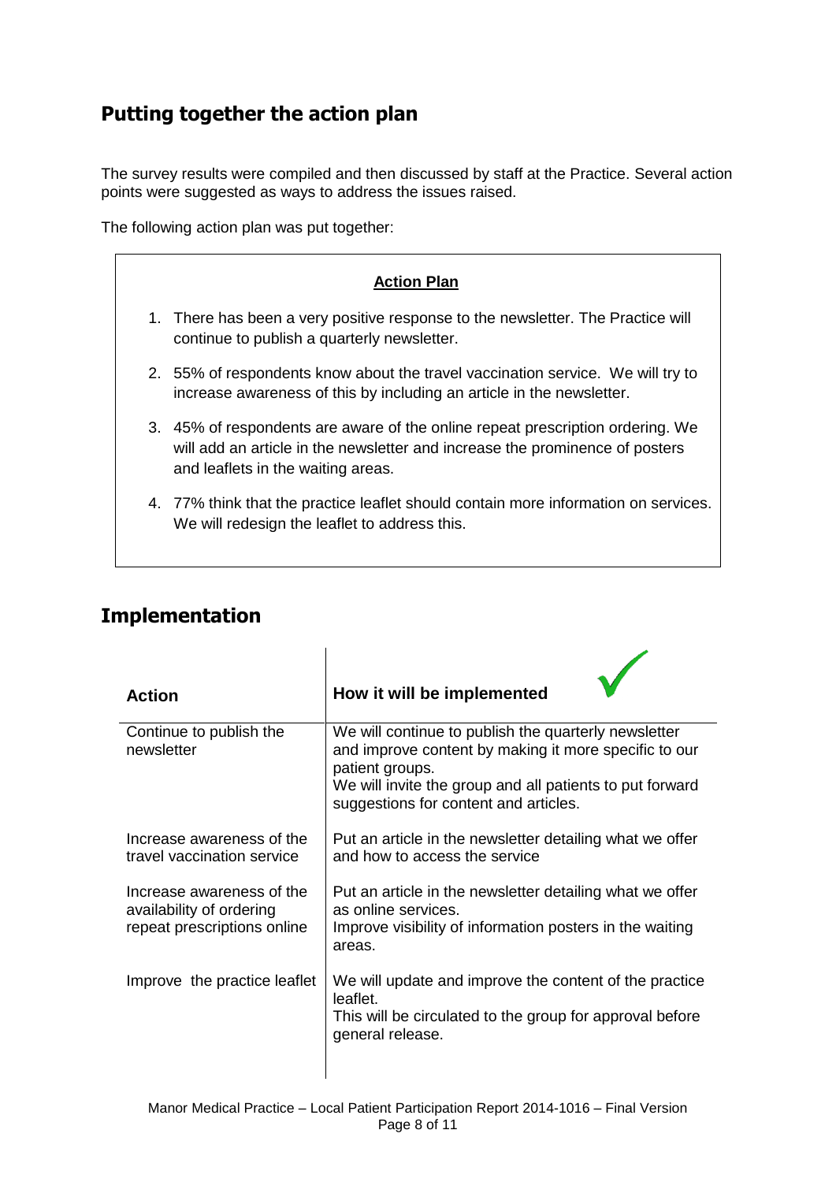## Putting together the action plan

The survey results were compiled and then discussed by staff at the Practice. Several action points were suggested as ways to address the issues raised.

The following action plan was put together:

**Action Plan**

1. There has been a very positive response to the newsletter. The Practice will continue to publish a quarterly newsletter.
2. 55% of respondents know about the travel vaccination service. We will try to increase awareness of this by including an article in the newsletter.
3. 45% of respondents are aware of the online repeat prescription ordering. We will add an article in the newsletter and increase the prominence of posters and leaflets in the waiting areas.
4. 77% think that the practice leaflet should contain more information on services. We will redesign the leaflet to address this.

## Implementation

| Action | How it will be implemented |
|---|---|
| Continue to publish the newsletter | We will continue to publish the quarterly newsletter and improve content by making it more specific to our patient groups.<br>We will invite the group and all patients to put forward suggestions for content and articles. |
| Increase awareness of the travel vaccination service | Put an article in the newsletter detailing what we offer and how to access the service |
| Increase awareness of the availability of ordering repeat prescriptions online | Put an article in the newsletter detailing what we offer as online services.<br>Improve visibility of information posters in the waiting areas. |
| Improve the practice leaflet | We will update and improve the content of the practice leaflet.<br>This will be circulated to the group for approval before general release. |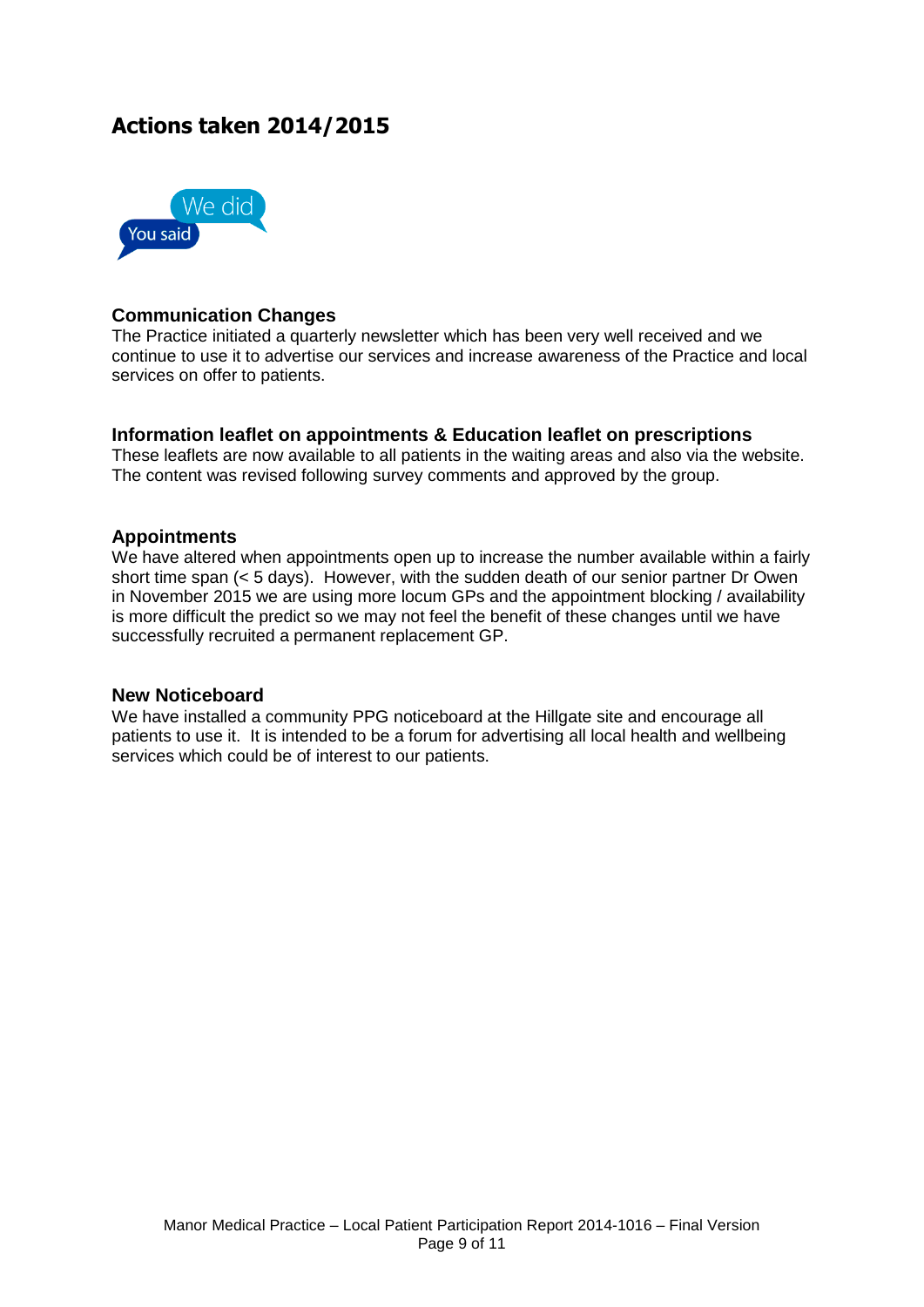## Actions taken 2014/2015

We did
You said

### Communication Changes

The Practice initiated a quarterly newsletter which has been very well received and we continue to use it to advertise our services and increase awareness of the Practice and local services on offer to patients.

### Information leaflet on appointments & Education leaflet on prescriptions

These leaflets are now available to all patients in the waiting areas and also via the website. The content was revised following survey comments and approved by the group.

### Appointments

We have altered when appointments open up to increase the number available within a fairly short time span (< 5 days). However, with the sudden death of our senior partner Dr Owen in November 2015 we are using more locum GPs and the appointment blocking / availability is more difficult the predict so we may not feel the benefit of these changes until we have successfully recruited a permanent replacement GP.

### New Noticeboard

We have installed a community PPG noticeboard at the Hillgate site and encourage all patients to use it. It is intended to be a forum for advertising all local health and wellbeing services which could be of interest to our patients.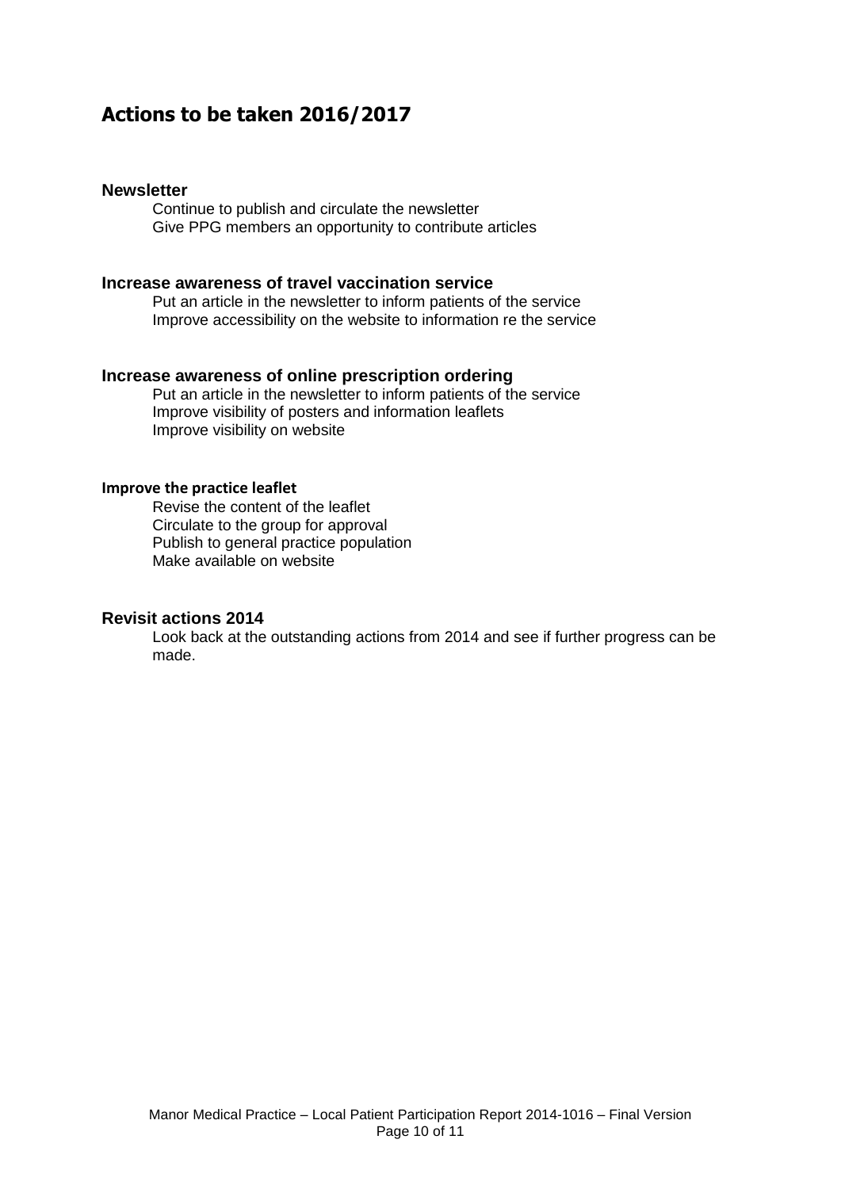## Actions to be taken 2016/2017

### Newsletter

Continue to publish and circulate the newsletter
Give PPG members an opportunity to contribute articles

### Increase awareness of travel vaccination service

Put an article in the newsletter to inform patients of the service
Improve accessibility on the website to information re the service

### Increase awareness of online prescription ordering

Put an article in the newsletter to inform patients of the service
Improve visibility of posters and information leaflets
Improve visibility on website

### Improve the practice leaflet

Revise the content of the leaflet
Circulate to the group for approval
Publish to general practice population
Make available on website

### Revisit actions 2014

Look back at the outstanding actions from 2014 and see if further progress can be made.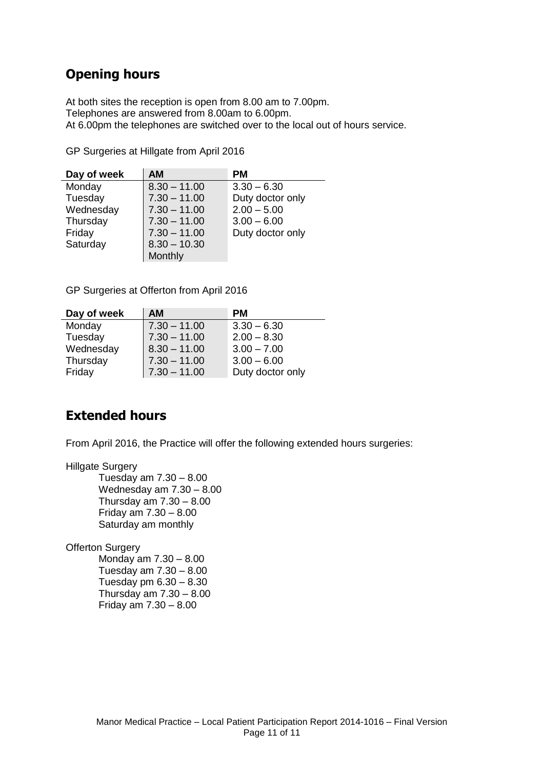## Opening hours

At both sites the reception is open from 8.00 am to 7.00pm.
Telephones are answered from 8.00am to 6.00pm.
At 6.00pm the telephones are switched over to the local out of hours service.

GP Surgeries at Hillgate from April 2016

| Day of week | AM | PM |
|---|---|---|
| Monday | 8.30 – 11.00 | 3.30 – 6.30 |
| Tuesday | 7.30 – 11.00 | Duty doctor only |
| Wednesday | 7.30 – 11.00 | 2.00 – 5.00 |
| Thursday | 7.30 – 11.00 | 3.00 – 6.00 |
| Friday | 7.30 – 11.00 | Duty doctor only |
| Saturday | 8.30 – 10.30 Monthly | |

GP Surgeries at Offerton from April 2016

| Day of week | AM | PM |
|---|---|---|
| Monday | 7.30 – 11.00 | 3.30 – 6.30 |
| Tuesday | 7.30 – 11.00 | 2.00 – 8.30 |
| Wednesday | 8.30 – 11.00 | 3.00 – 7.00 |
| Thursday | 7.30 – 11.00 | 3.00 – 6.00 |
| Friday | 7.30 – 11.00 | Duty doctor only |

## Extended hours

From April 2016, the Practice will offer the following extended hours surgeries:

Hillgate Surgery

- Tuesday am 7.30 – 8.00
- Wednesday am 7.30 – 8.00
- Thursday am 7.30 – 8.00
- Friday am 7.30 – 8.00
- Saturday am monthly

Offerton Surgery

- Monday am 7.30 – 8.00
- Tuesday am 7.30 – 8.00
- Tuesday pm 6.30 – 8.30
- Thursday am 7.30 – 8.00
- Friday am 7.30 – 8.00